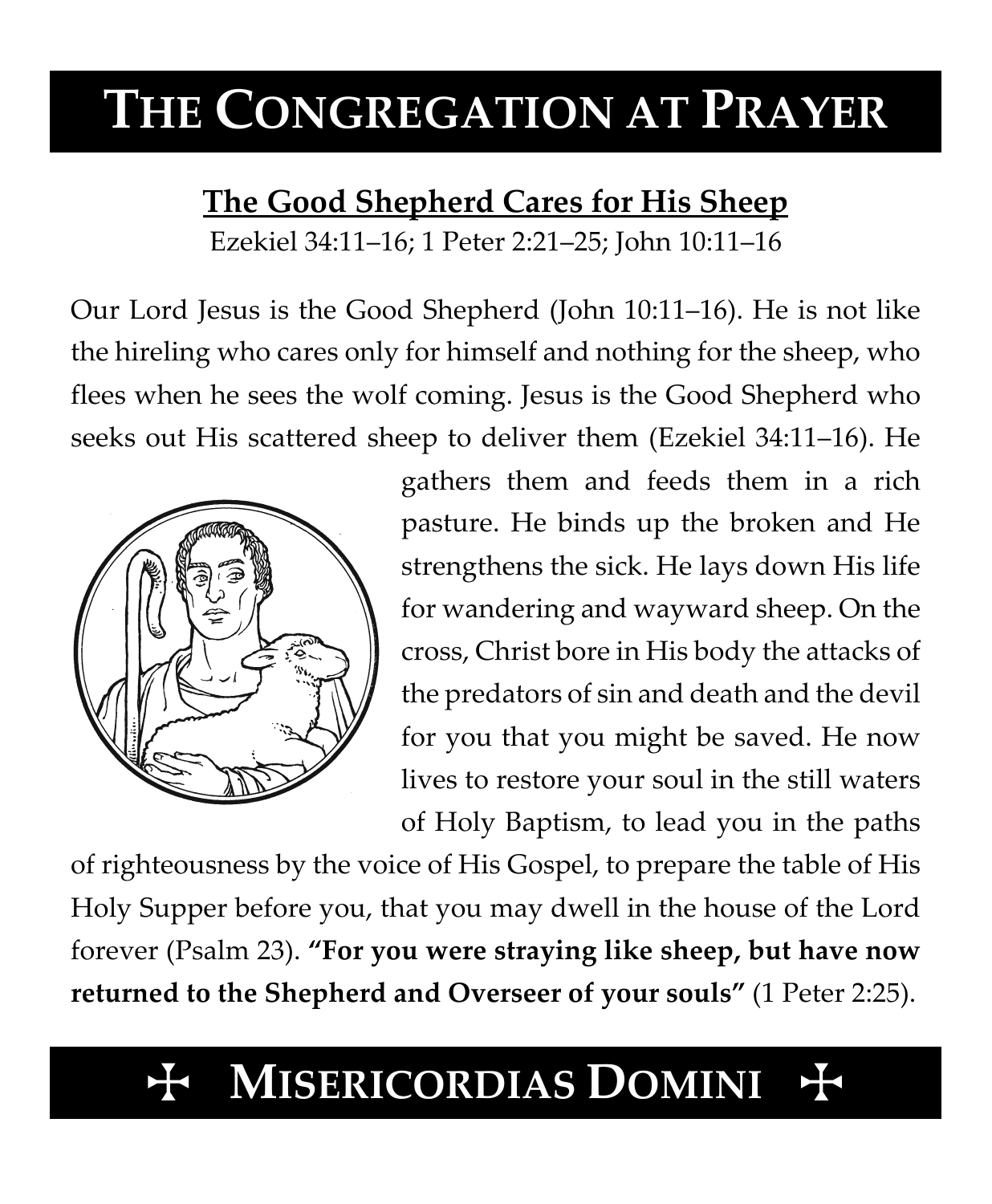# THE CONGREGATION AT PRAYER

## The Good Shepherd Cares for His Sheep

Ezekiel 34:11–16; 1 Peter 2:21–25; John 10:11–16

Our Lord Jesus is the Good Shepherd (John 10:11–16). He is not like the hireling who cares only for himself and nothing for the sheep, who flees when he sees the wolf coming. Jesus is the Good Shepherd who seeks out His scattered sheep to deliver them (Ezekiel 34:11–16). He gathers them and feeds them in a rich pasture. He binds up the broken and He strengthens the sick. He lays down His life for wandering and wayward sheep. On the cross, Christ bore in His body the attacks of the predators of sin and death and the devil for you that you might be saved. He now lives to restore your soul in the still waters of Holy Baptism, to lead you in the paths of righteousness by the voice of His Gospel, to prepare the table of His Holy Supper before you, that you may dwell in the house of the Lord forever (Psalm 23). **"For you were straying like sheep, but have now returned to the Shepherd and Overseer of your souls"** (1 Peter 2:25).

# ✠ MISERICORDIAS DOMINI ✠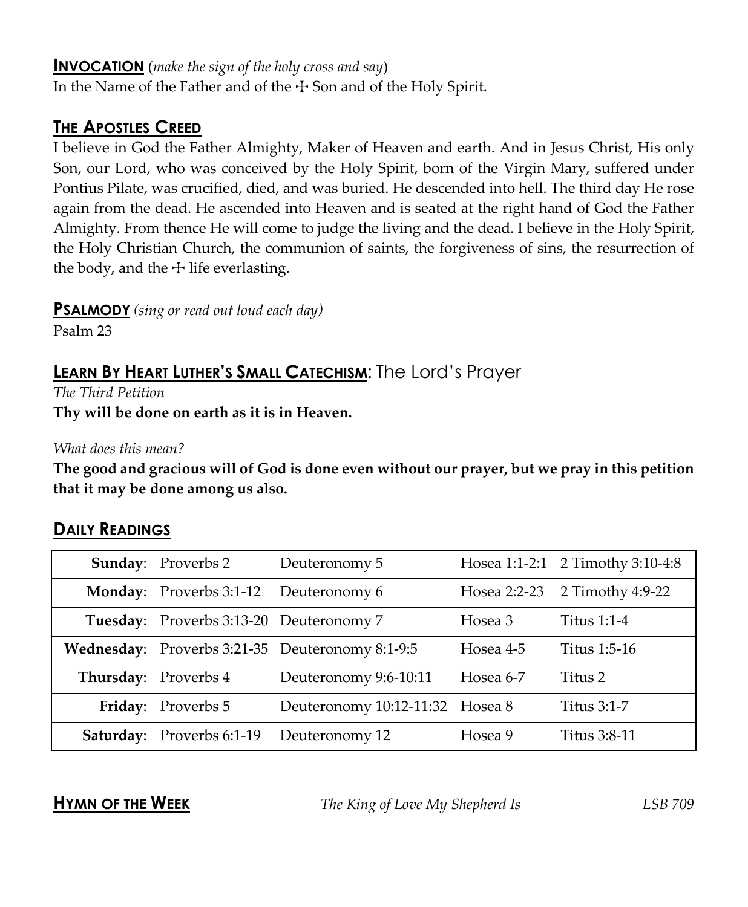## **INVOCATION** (*make the sign of the holy cross and say*)

In the Name of the Father and of the ☩ Son and of the Holy Spirit.

## **THE APOSTLES CREED**

I believe in God the Father Almighty, Maker of Heaven and earth. And in Jesus Christ, His only Son, our Lord, who was conceived by the Holy Spirit, born of the Virgin Mary, suffered under Pontius Pilate, was crucified, died, and was buried. He descended into hell. The third day He rose again from the dead. He ascended into Heaven and is seated at the right hand of God the Father Almighty. From thence He will come to judge the living and the dead. I believe in the Holy Spirit, the Holy Christian Church, the communion of saints, the forgiveness of sins, the resurrection of the body, and the ☩ life everlasting.

## **PSALMODY** *(sing or read out loud each day)*

Psalm 23

## **LEARN BY HEART LUTHER'S SMALL CATECHISM**: The Lord's Prayer

*The Third Petition*

**Thy will be done on earth as it is in Heaven.**

*What does this mean?*

**The good and gracious will of God is done even without our prayer, but we pray in this petition that it may be done among us also.**

## **DAILY READINGS**

| | | | | |
|---|---|---|---|---|
| **Sunday**: | Proverbs 2 | Deuteronomy 5 | Hosea 1:1-2:1 | 2 Timothy 3:10-4:8 |
| **Monday**: | Proverbs 3:1-12 | Deuteronomy 6 | Hosea 2:2-23 | 2 Timothy 4:9-22 |
| **Tuesday**: | Proverbs 3:13-20 | Deuteronomy 7 | Hosea 3 | Titus 1:1-4 |
| **Wednesday**: | Proverbs 3:21-35 | Deuteronomy 8:1-9:5 | Hosea 4-5 | Titus 1:5-16 |
| **Thursday**: | Proverbs 4 | Deuteronomy 9:6-10:11 | Hosea 6-7 | Titus 2 |
| **Friday**: | Proverbs 5 | Deuteronomy 10:12-11:32 | Hosea 8 | Titus 3:1-7 |
| **Saturday**: | Proverbs 6:1-19 | Deuteronomy 12 | Hosea 9 | Titus 3:8-11 |

## **HYMN OF THE WEEK**

*The King of Love My Shepherd Is* — *LSB 709*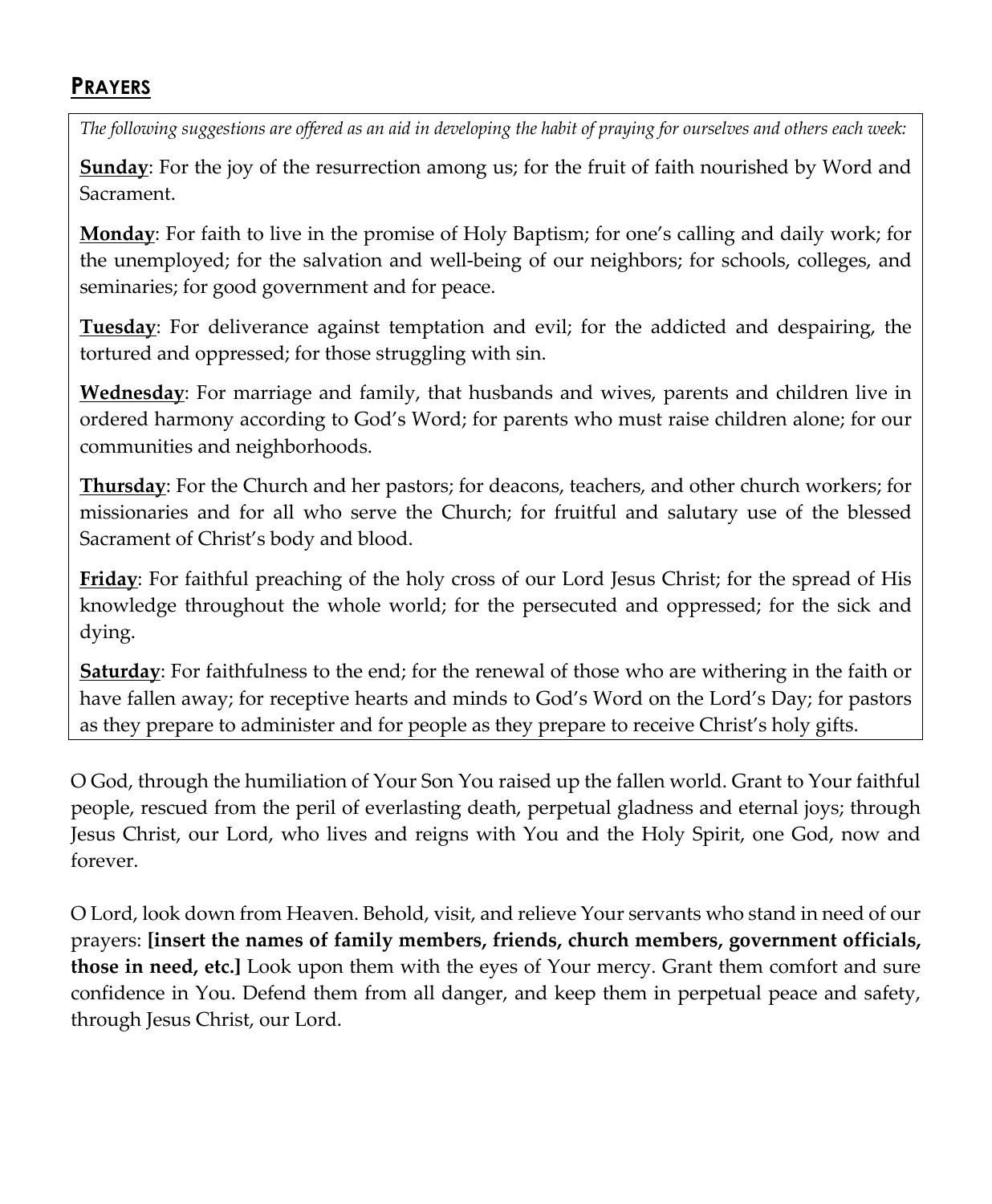## PRAYERS

*The following suggestions are offered as an aid in developing the habit of praying for ourselves and others each week:*

**Sunday**: For the joy of the resurrection among us; for the fruit of faith nourished by Word and Sacrament.

**Monday**: For faith to live in the promise of Holy Baptism; for one's calling and daily work; for the unemployed; for the salvation and well-being of our neighbors; for schools, colleges, and seminaries; for good government and for peace.

**Tuesday**: For deliverance against temptation and evil; for the addicted and despairing, the tortured and oppressed; for those struggling with sin.

**Wednesday**: For marriage and family, that husbands and wives, parents and children live in ordered harmony according to God's Word; for parents who must raise children alone; for our communities and neighborhoods.

**Thursday**: For the Church and her pastors; for deacons, teachers, and other church workers; for missionaries and for all who serve the Church; for fruitful and salutary use of the blessed Sacrament of Christ's body and blood.

**Friday**: For faithful preaching of the holy cross of our Lord Jesus Christ; for the spread of His knowledge throughout the whole world; for the persecuted and oppressed; for the sick and dying.

**Saturday**: For faithfulness to the end; for the renewal of those who are withering in the faith or have fallen away; for receptive hearts and minds to God's Word on the Lord's Day; for pastors as they prepare to administer and for people as they prepare to receive Christ's holy gifts.

O God, through the humiliation of Your Son You raised up the fallen world. Grant to Your faithful people, rescued from the peril of everlasting death, perpetual gladness and eternal joys; through Jesus Christ, our Lord, who lives and reigns with You and the Holy Spirit, one God, now and forever.

O Lord, look down from Heaven. Behold, visit, and relieve Your servants who stand in need of our prayers: **[insert the names of family members, friends, church members, government officials, those in need, etc.]** Look upon them with the eyes of Your mercy. Grant them comfort and sure confidence in You. Defend them from all danger, and keep them in perpetual peace and safety, through Jesus Christ, our Lord.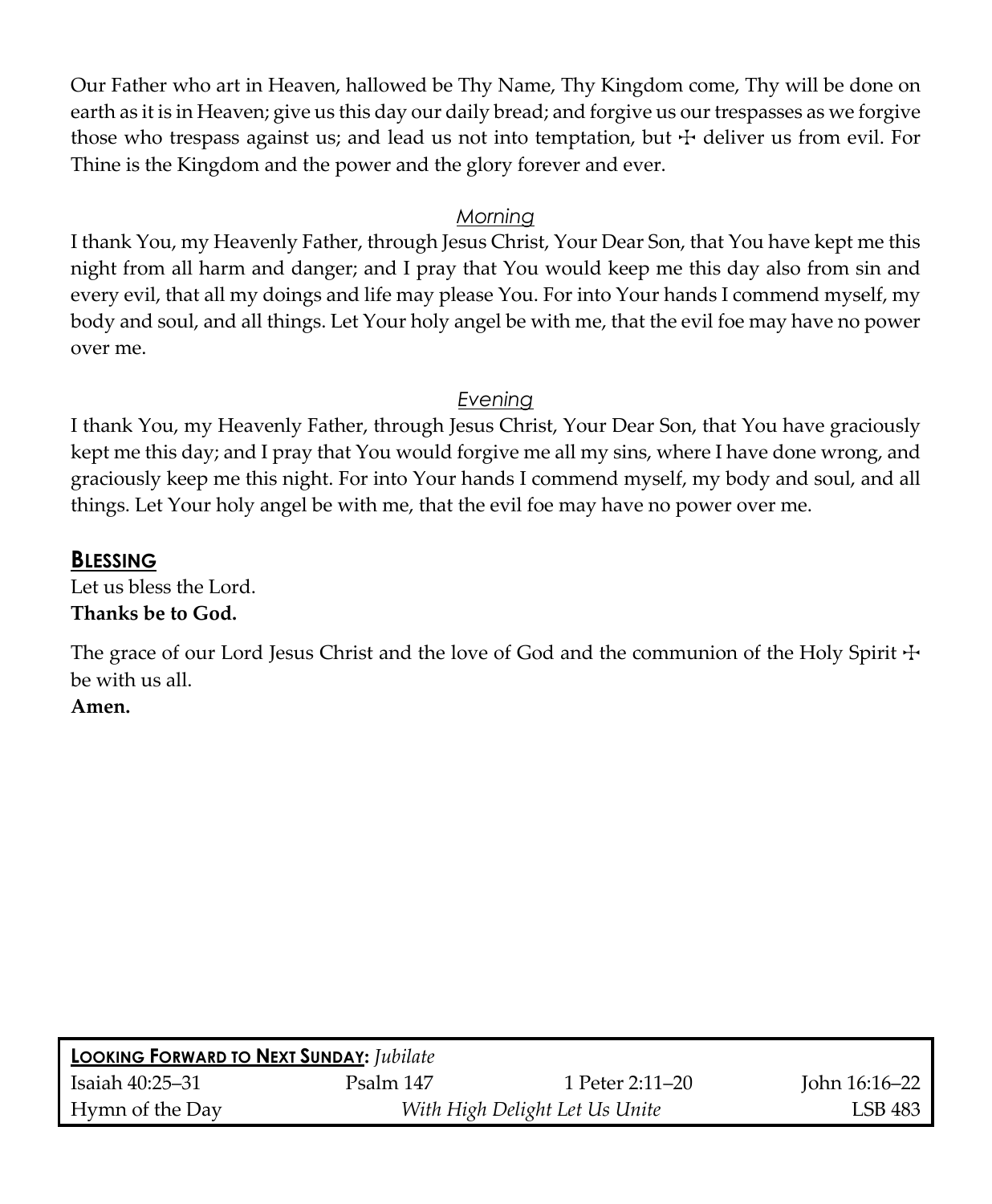Our Father who art in Heaven, hallowed be Thy Name, Thy Kingdom come, Thy will be done on earth as it is in Heaven; give us this day our daily bread; and forgive us our trespasses as we forgive those who trespass against us; and lead us not into temptation, but ☩ deliver us from evil. For Thine is the Kingdom and the power and the glory forever and ever.

*Morning*

I thank You, my Heavenly Father, through Jesus Christ, Your Dear Son, that You have kept me this night from all harm and danger; and I pray that You would keep me this day also from sin and every evil, that all my doings and life may please You. For into Your hands I commend myself, my body and soul, and all things. Let Your holy angel be with me, that the evil foe may have no power over me.

*Evening*

I thank You, my Heavenly Father, through Jesus Christ, Your Dear Son, that You have graciously kept me this day; and I pray that You would forgive me all my sins, where I have done wrong, and graciously keep me this night. For into Your hands I commend myself, my body and soul, and all things. Let Your holy angel be with me, that the evil foe may have no power over me.

## BLESSING

Let us bless the Lord.
**Thanks be to God.**

The grace of our Lord Jesus Christ and the love of God and the communion of the Holy Spirit ☩ be with us all.
**Amen.**

| **LOOKING FORWARD TO NEXT SUNDAY:** *Jubilate* | | | |
|---|---|---|---|
| Isaiah 40:25–31 | Psalm 147 | 1 Peter 2:11–20 | John 16:16–22 |
| Hymn of the Day | *With High Delight Let Us Unite* | | LSB 483 |